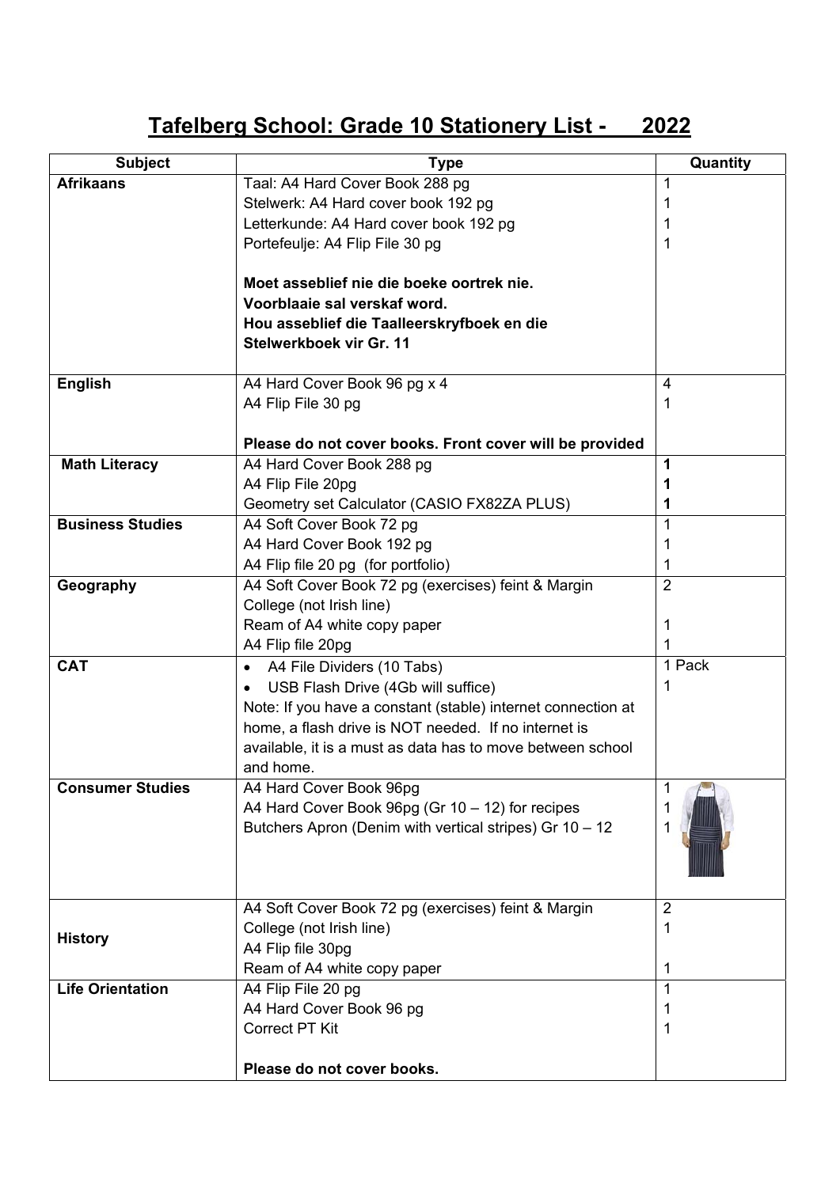# Tafelberg School: Grade 10 Stationery List - 2022

| Subject | Type | Quantity |
|---|---|---|
| **Afrikaans** | Taal: A4 Hard Cover Book 288 pg<br>Stelwerk: A4 Hard cover book 192 pg<br>Letterkunde: A4 Hard cover book 192 pg<br>Portefeulje: A4 Flip File 30 pg<br><br>**Moet asseblief nie die boeke oortrek nie.**<br>**Voorblaaie sal verskaf word.**<br>**Hou asseblief die Taalleerskryfboek en die Stelwerkboek vir Gr. 11** | 1<br>1<br>1<br>1 |
| **English** | A4 Hard Cover Book 96 pg x 4<br>A4 Flip File 30 pg<br><br>**Please do not cover books. Front cover will be provided** | 4<br>1 |
| **Math Literacy** | A4 Hard Cover Book 288 pg<br>A4 Flip File 20pg<br>Geometry set Calculator (CASIO FX82ZA PLUS) | **1**<br>**1**<br>**1** |
| **Business Studies** | A4 Soft Cover Book 72 pg<br>A4 Hard Cover Book 192 pg<br>A4 Flip file 20 pg (for portfolio) | 1<br>1<br>1 |
| **Geography** | A4 Soft Cover Book 72 pg (exercises) feint & Margin College (not Irish line)<br>Ream of A4 white copy paper<br>A4 Flip file 20pg | 2<br><br>1<br>1 |
| **CAT** | • A4 File Dividers (10 Tabs)<br>• USB Flash Drive (4Gb will suffice)<br>Note: If you have a constant (stable) internet connection at home, a flash drive is NOT needed. If no internet is available, it is a must as data has to move between school and home. | 1 Pack<br>1 |
| **Consumer Studies** | A4 Hard Cover Book 96pg<br>A4 Hard Cover Book 96pg (Gr 10 – 12) for recipes<br>Butchers Apron (Denim with vertical stripes) Gr 10 – 12 | 1<br>1<br>1 |
| **History** | A4 Soft Cover Book 72 pg (exercises) feint & Margin College (not Irish line)<br>A4 Flip file 30pg<br>Ream of A4 white copy paper | 2<br>1<br><br>1 |
| **Life Orientation** | A4 Flip File 20 pg<br>A4 Hard Cover Book 96 pg<br>Correct PT Kit<br><br>**Please do not cover books.** | 1<br>1<br>1 |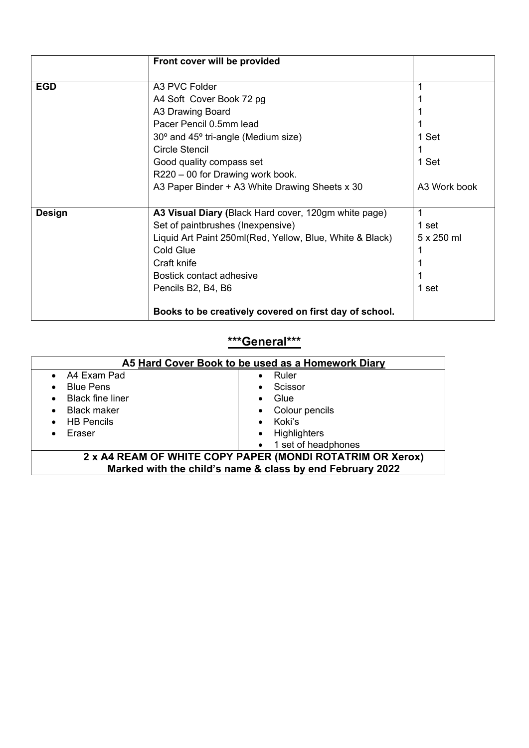| | | |
|---|---|---|
| | **Front cover will be provided** | |
| **EGD** | A3 PVC Folder<br>A4 Soft Cover Book 72 pg<br>A3 Drawing Board<br>Pacer Pencil 0.5mm lead<br>30º and 45º tri-angle (Medium size)<br>Circle Stencil<br>Good quality compass set<br>R220 – 00 for Drawing work book.<br>A3 Paper Binder + A3 White Drawing Sheets x 30 | 1<br>1<br>1<br>1<br>1 Set<br>1<br>1 Set<br><br>A3 Work book |
| **Design** | **A3 Visual Diary (**Black Hard cover, 120gm white page)<br>Set of paintbrushes (Inexpensive)<br>Liquid Art Paint 250ml(Red, Yellow, Blue, White & Black)<br>Cold Glue<br>Craft knife<br>Bostick contact adhesive<br>Pencils B2, B4, B6<br><br>**Books to be creatively covered on first day of school.** | 1<br>1 set<br>5 x 250 ml<br>1<br>1<br>1<br>1 set |

## ***General***

| **A5 Hard Cover Book to be used as a Homework Diary** | |
|---|---|
| • A4 Exam Pad<br>• Blue Pens<br>• Black fine liner<br>• Black maker<br>• HB Pencils<br>• Eraser | • Ruler<br>• Scissor<br>• Glue<br>• Colour pencils<br>• Koki's<br>• Highlighters<br>• 1 set of headphones |
| **2 x A4 REAM OF WHITE COPY PAPER (MONDI ROTATRIM OR Xerox)**<br>**Marked with the child's name & class by end February 2022** | |